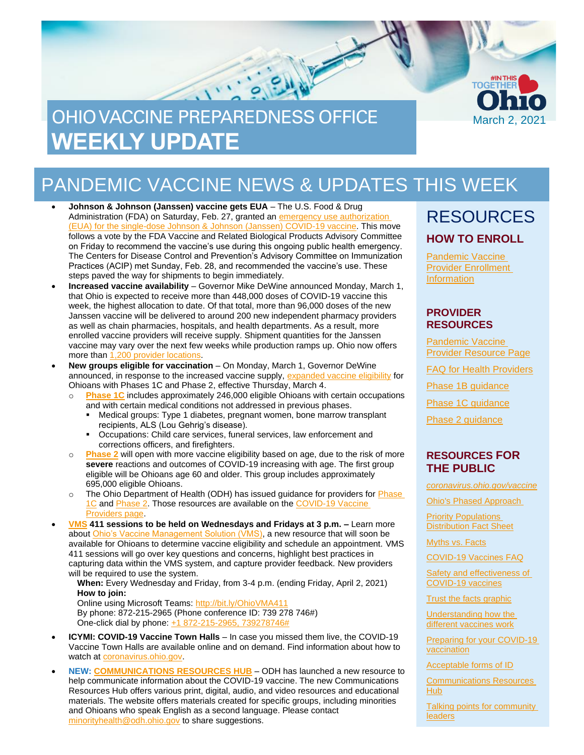# OHIO VACCINE PREPAREDNESS OFFICE WEEKLY UPDATE

March 2, 2021

## PANDEMIC VACCINE NEWS & UPDATES THIS WEEK

- **Johnson & Johnson (Janssen) vaccine gets EUA** – The U.S. Food & Drug Administration (FDA) on Saturday, Feb. 27, granted an emergency use authorization (EUA) for the single-dose Johnson & Johnson (Janssen) COVID-19 vaccine. This move follows a vote by the FDA Vaccine and Related Biological Products Advisory Committee on Friday to recommend the vaccine's use during this ongoing public health emergency. The Centers for Disease Control and Prevention's Advisory Committee on Immunization Practices (ACIP) met Sunday, Feb. 28, and recommended the vaccine's use. These steps paved the way for shipments to begin immediately.
- **Increased vaccine availability** – Governor Mike DeWine announced Monday, March 1, that Ohio is expected to receive more than 448,000 doses of COVID-19 vaccine this week, the highest allocation to date. Of that total, more than 96,000 doses of the new Janssen vaccine will be delivered to around 200 new independent pharmacy providers as well as chain pharmacies, hospitals, and health departments. As a result, more enrolled vaccine providers will receive supply. Shipment quantities for the Janssen vaccine may vary over the next few weeks while production ramps up. Ohio now offers more than 1,200 provider locations.
- **New groups eligible for vaccination** – On Monday, March 1, Governor DeWine announced, in response to the increased vaccine supply, expanded vaccine eligibility for Ohioans with Phases 1C and Phase 2, effective Thursday, March 4.
  - **Phase 1C** includes approximately 246,000 eligible Ohioans with certain occupations and with certain medical conditions not addressed in previous phases.
    - Medical groups: Type 1 diabetes, pregnant women, bone marrow transplant recipients, ALS (Lou Gehrig's disease).
    - Occupations: Child care services, funeral services, law enforcement and corrections officers, and firefighters.
  - **Phase 2** will open with more vaccine eligibility based on age, due to the risk of more **severe** reactions and outcomes of COVID-19 increasing with age. The first group eligible will be Ohioans age 60 and older. This group includes approximately 695,000 eligible Ohioans.
  - The Ohio Department of Health (ODH) has issued guidance for providers for Phase 1C and Phase 2. Those resources are available on the COVID-19 Vaccine Providers page.
- **VMS 411 sessions to be held on Wednesdays and Fridays at 3 p.m. –** Learn more about Ohio's Vaccine Management Solution (VMS), a new resource that will soon be available for Ohioans to determine vaccine eligibility and schedule an appointment. VMS 411 sessions will go over key questions and concerns, highlight best practices in capturing data within the VMS system, and capture provider feedback. New providers will be required to use the system.

  **When:** Every Wednesday and Friday, from 3-4 p.m. (ending Friday, April 2, 2021)
  **How to join:**
  Online using Microsoft Teams: http://bit.ly/OhioVMA411
  By phone: 872-215-2965 (Phone conference ID: 739 278 746#)
  One-click dial by phone: +1 872-215-2965, 739278746#
- **ICYMI: COVID-19 Vaccine Town Halls** – In case you missed them live, the COVID-19 Vaccine Town Halls are available online and on demand. Find information about how to watch at coronavirus.ohio.gov.
- **NEW: COMMUNICATIONS RESOURCES HUB** – ODH has launched a new resource to help communicate information about the COVID-19 vaccine. The new Communications Resources Hub offers various print, digital, audio, and video resources and educational materials. The website offers materials created for specific groups, including minorities and Ohioans who speak English as a second language. Please contact minorityhealth@odh.ohio.gov to share suggestions.

## RESOURCES

### HOW TO ENROLL

Pandemic Vaccine Provider Enrollment Information

### PROVIDER RESOURCES

Pandemic Vaccine Provider Resource Page

FAQ for Health Providers

Phase 1B guidance

Phase 1C guidance

Phase 2 guidance

### RESOURCES FOR THE PUBLIC

*coronavirus.ohio.gov/vaccine*

Ohio's Phased Approach

Priority Populations Distribution Fact Sheet

Myths vs. Facts

COVID-19 Vaccines FAQ

Safety and effectiveness of COVID-19 vaccines

Trust the facts graphic

Understanding how the different vaccines work

Preparing for your COVID-19 vaccination

Acceptable forms of ID

Communications Resources Hub

Talking points for community leaders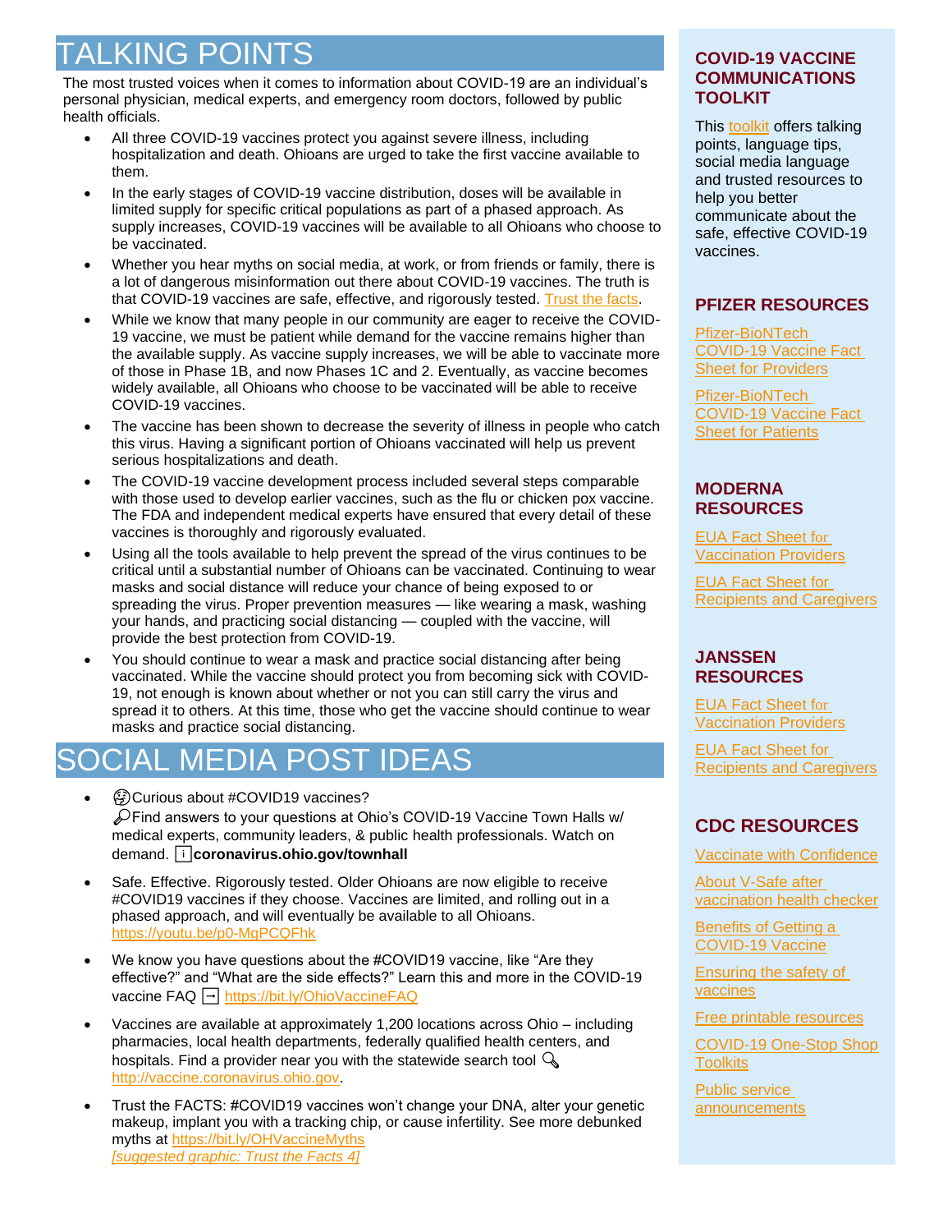# TALKING POINTS

The most trusted voices when it comes to information about COVID-19 are an individual's personal physician, medical experts, and emergency room doctors, followed by public health officials.

- All three COVID-19 vaccines protect you against severe illness, including hospitalization and death. Ohioans are urged to take the first vaccine available to them.
- In the early stages of COVID-19 vaccine distribution, doses will be available in limited supply for specific critical populations as part of a phased approach. As supply increases, COVID-19 vaccines will be available to all Ohioans who choose to be vaccinated.
- Whether you hear myths on social media, at work, or from friends or family, there is a lot of dangerous misinformation out there about COVID-19 vaccines. The truth is that COVID-19 vaccines are safe, effective, and rigorously tested. Trust the facts.
- While we know that many people in our community are eager to receive the COVID-19 vaccine, we must be patient while demand for the vaccine remains higher than the available supply. As vaccine supply increases, we will be able to vaccinate more of those in Phase 1B, and now Phases 1C and 2. Eventually, as vaccine becomes widely available, all Ohioans who choose to be vaccinated will be able to receive COVID-19 vaccines.
- The vaccine has been shown to decrease the severity of illness in people who catch this virus. Having a significant portion of Ohioans vaccinated will help us prevent serious hospitalizations and death.
- The COVID-19 vaccine development process included several steps comparable with those used to develop earlier vaccines, such as the flu or chicken pox vaccine. The FDA and independent medical experts have ensured that every detail of these vaccines is thoroughly and rigorously evaluated.
- Using all the tools available to help prevent the spread of the virus continues to be critical until a substantial number of Ohioans can be vaccinated. Continuing to wear masks and social distance will reduce your chance of being exposed to or spreading the virus. Proper prevention measures — like wearing a mask, washing your hands, and practicing social distancing — coupled with the vaccine, will provide the best protection from COVID-19.
- You should continue to wear a mask and practice social distancing after being vaccinated. While the vaccine should protect you from becoming sick with COVID-19, not enough is known about whether or not you can still carry the virus and spread it to others. At this time, those who get the vaccine should continue to wear masks and practice social distancing.

# SOCIAL MEDIA POST IDEAS

- 🤔Curious about #COVID19 vaccines?
  🔎Find answers to your questions at Ohio's COVID-19 Vaccine Town Halls w/ medical experts, community leaders, & public health professionals. Watch on demand. ℹ️ **coronavirus.ohio.gov/townhall**
- Safe. Effective. Rigorously tested. Older Ohioans are now eligible to receive #COVID19 vaccines if they choose. Vaccines are limited, and rolling out in a phased approach, and will eventually be available to all Ohioans. https://youtu.be/p0-MgPCQFhk
- We know you have questions about the #COVID19 vaccine, like "Are they effective?" and "What are the side effects?" Learn this and more in the COVID-19 vaccine FAQ ➡️ https://bit.ly/OhioVaccineFAQ
- Vaccines are available at approximately 1,200 locations across Ohio – including pharmacies, local health departments, federally qualified health centers, and hospitals. Find a provider near you with the statewide search tool 🔍 http://vaccine.coronavirus.ohio.gov.
- Trust the FACTS: #COVID19 vaccines won't change your DNA, alter your genetic makeup, implant you with a tracking chip, or cause infertility. See more debunked myths at https://bit.ly/OHVaccineMyths
  *[suggested graphic: Trust the Facts 4]*

## COVID-19 VACCINE COMMUNICATIONS TOOLKIT

This toolkit offers talking points, language tips, social media language and trusted resources to help you better communicate about the safe, effective COVID-19 vaccines.

## PFIZER RESOURCES

Pfizer-BioNTech COVID-19 Vaccine Fact Sheet for Providers

Pfizer-BioNTech COVID-19 Vaccine Fact Sheet for Patients

## MODERNA RESOURCES

EUA Fact Sheet for Vaccination Providers

EUA Fact Sheet for Recipients and Caregivers

## JANSSEN RESOURCES

EUA Fact Sheet for Vaccination Providers

EUA Fact Sheet for Recipients and Caregivers

## CDC RESOURCES

Vaccinate with Confidence

About V-Safe after vaccination health checker

Benefits of Getting a COVID-19 Vaccine

Ensuring the safety of vaccines

Free printable resources

COVID-19 One-Stop Shop Toolkits

Public service announcements